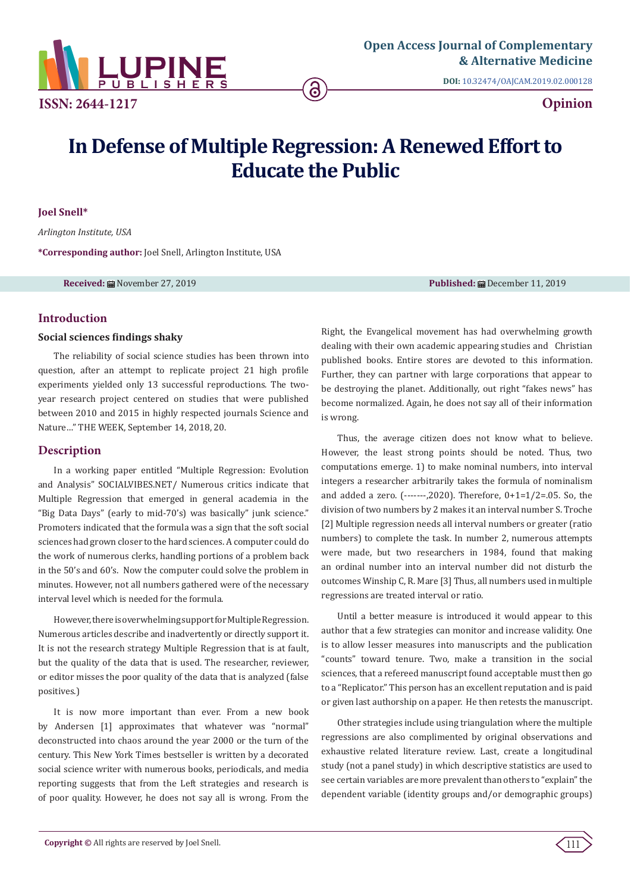Open Access Journal of Complementary & Alternative Medicine

DOI: 10.32474/OAJCAM.2019.02.000128

ISSN: 2644-1217

Opinion

# In Defense of Multiple Regression: A Renewed Effort to Educate the Public

**Joel Snell***

*Arlington Institute, USA*

***Corresponding author:** Joel Snell, Arlington Institute, USA

**Received:** November 27, 2019 **Published:** December 11, 2019

## Introduction

### Social sciences findings shaky

The reliability of social science studies has been thrown into question, after an attempt to replicate project 21 high profile experiments yielded only 13 successful reproductions. The two-year research project centered on studies that were published between 2010 and 2015 in highly respected journals Science and Nature…" THE WEEK, September 14, 2018, 20.

## Description

In a working paper entitled "Multiple Regression: Evolution and Analysis" SOCIALVIBES.NET/ Numerous critics indicate that Multiple Regression that emerged in general academia in the "Big Data Days" (early to mid-70's) was basically" junk science." Promoters indicated that the formula was a sign that the soft social sciences had grown closer to the hard sciences. A computer could do the work of numerous clerks, handling portions of a problem back in the 50's and 60's. Now the computer could solve the problem in minutes. However, not all numbers gathered were of the necessary interval level which is needed for the formula.

However, there is overwhelming support for Multiple Regression. Numerous articles describe and inadvertently or directly support it. It is not the research strategy Multiple Regression that is at fault, but the quality of the data that is used. The researcher, reviewer, or editor misses the poor quality of the data that is analyzed (false positives.)

It is now more important than ever. From a new book by Andersen [1] approximates that whatever was "normal" deconstructed into chaos around the year 2000 or the turn of the century. This New York Times bestseller is written by a decorated social science writer with numerous books, periodicals, and media reporting suggests that from the Left strategies and research is of poor quality. However, he does not say all is wrong. From the Right, the Evangelical movement has had overwhelming growth dealing with their own academic appearing studies and Christian published books. Entire stores are devoted to this information. Further, they can partner with large corporations that appear to be destroying the planet. Additionally, out right "fakes news" has become normalized. Again, he does not say all of their information is wrong.

Thus, the average citizen does not know what to believe. However, the least strong points should be noted. Thus, two computations emerge. 1) to make nominal numbers, into interval integers a researcher arbitrarily takes the formula of nominalism and added a zero. (-------,2020). Therefore, 0+1=1/2=.05. So, the division of two numbers by 2 makes it an interval number S. Troche [2] Multiple regression needs all interval numbers or greater (ratio numbers) to complete the task. In number 2, numerous attempts were made, but two researchers in 1984, found that making an ordinal number into an interval number did not disturb the outcomes Winship C, R. Mare [3] Thus, all numbers used in multiple regressions are treated interval or ratio.

Until a better measure is introduced it would appear to this author that a few strategies can monitor and increase validity. One is to allow lesser measures into manuscripts and the publication "counts" toward tenure. Two, make a transition in the social sciences, that a refereed manuscript found acceptable must then go to a "Replicator." This person has an excellent reputation and is paid or given last authorship on a paper. He then retests the manuscript.

Other strategies include using triangulation where the multiple regressions are also complimented by original observations and exhaustive related literature review. Last, create a longitudinal study (not a panel study) in which descriptive statistics are used to see certain variables are more prevalent than others to "explain" the dependent variable (identity groups and/or demographic groups)

**Copyright ©** All rights are reserved by Joel Snell.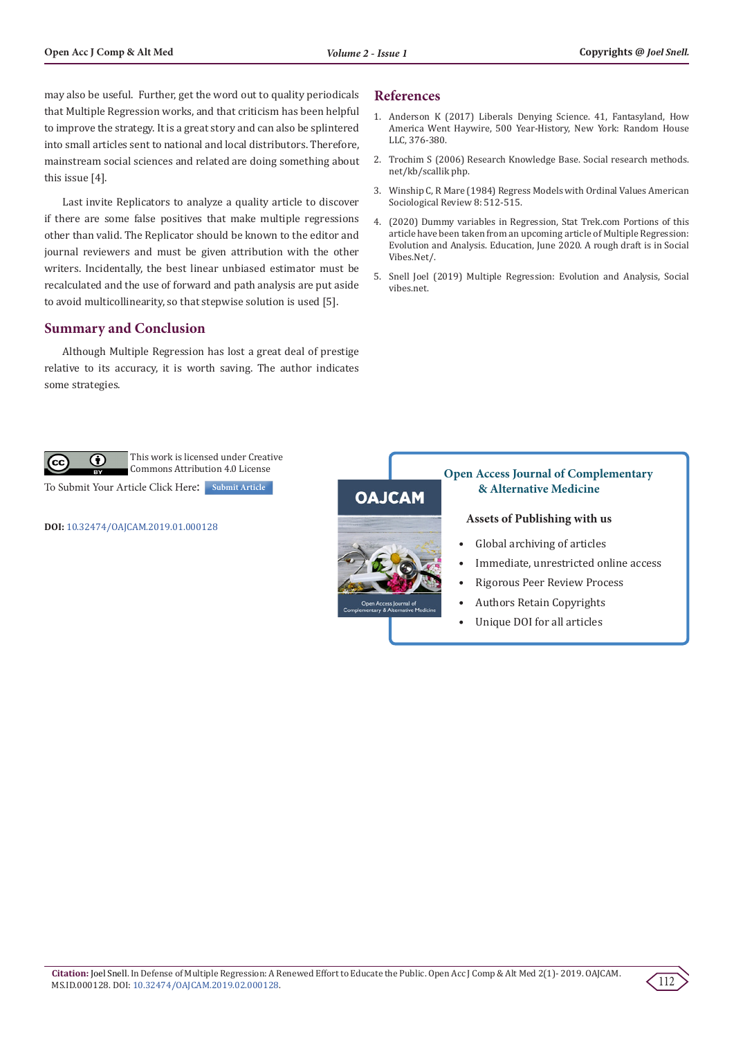may also be useful. Further, get the word out to quality periodicals that Multiple Regression works, and that criticism has been helpful to improve the strategy. It is a great story and can also be splintered into small articles sent to national and local distributors. Therefore, mainstream social sciences and related are doing something about this issue [4].

Last invite Replicators to analyze a quality article to discover if there are some false positives that make multiple regressions other than valid. The Replicator should be known to the editor and journal reviewers and must be given attribution with the other writers. Incidentally, the best linear unbiased estimator must be recalculated and the use of forward and path analysis are put aside to avoid multicollinearity, so that stepwise solution is used [5].

## Summary and Conclusion

Although Multiple Regression has lost a great deal of prestige relative to its accuracy, it is worth saving. The author indicates some strategies.

## References

1. Anderson K (2017) Liberals Denying Science. 41, Fantasyland, How America Went Haywire, 500 Year-History, New York: Random House LLC, 376-380.
2. Trochim S (2006) Research Knowledge Base. Social research methods. net/kb/scallik php.
3. Winship C, R Mare (1984) Regress Models with Ordinal Values American Sociological Review 8: 512-515.
4. (2020) Dummy variables in Regression, Stat Trek.com Portions of this article have been taken from an upcoming article of Multiple Regression: Evolution and Analysis. Education, June 2020. A rough draft is in Social Vibes.Net/.
5. Snell Joel (2019) Multiple Regression: Evolution and Analysis, Social vibes.net.

This work is licensed under Creative Commons Attribution 4.0 License

To Submit Your Article Click Here: Submit Article

**DOI:** 10.32474/OAJCAM.2019.01.000128

**Open Access Journal of Complementary & Alternative Medicine**

**Assets of Publishing with us**

- Global archiving of articles
- Immediate, unrestricted online access
- Rigorous Peer Review Process
- Authors Retain Copyrights
- Unique DOI for all articles

**Citation:** Joel Snell. In Defense of Multiple Regression: A Renewed Effort to Educate the Public. Open Acc J Comp & Alt Med 2(1)- 2019. OAJCAM. MS.ID.000128. DOI: 10.32474/OAJCAM.2019.02.000128.